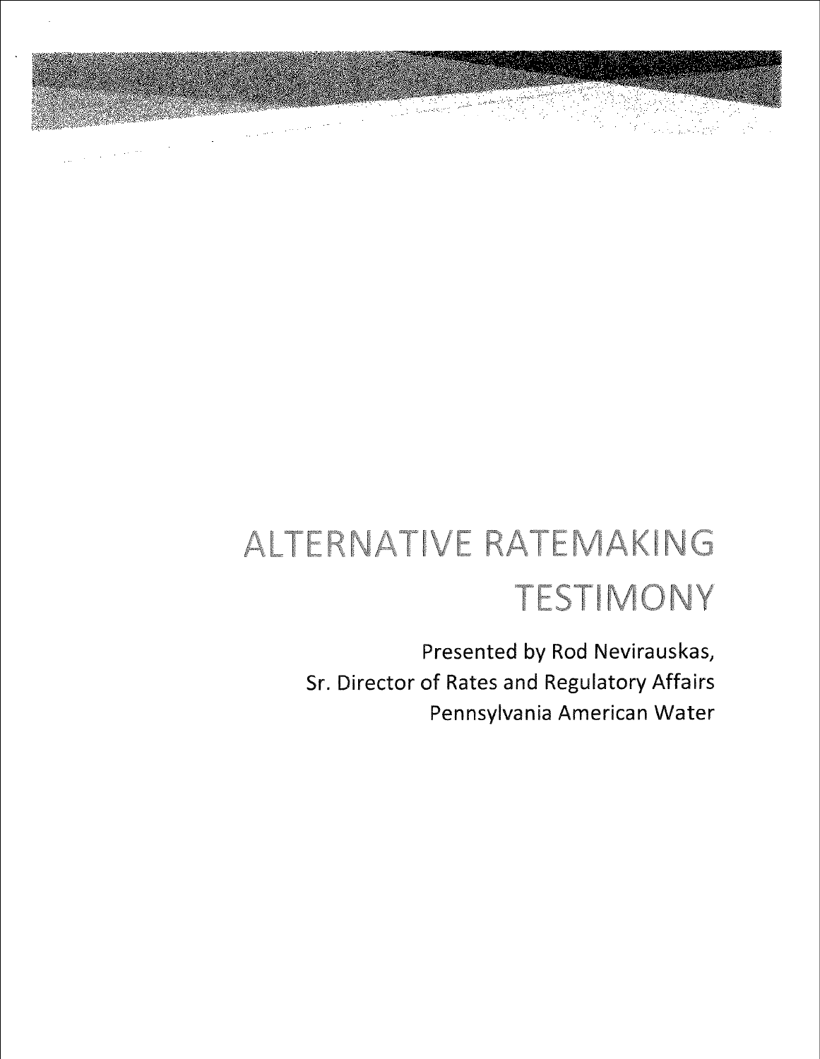# ALTERNATIVE RATEMAKING TESTIMONY

Presented by Rod Nevirauskas,
Sr. Director of Rates and Regulatory Affairs
Pennsylvania American Water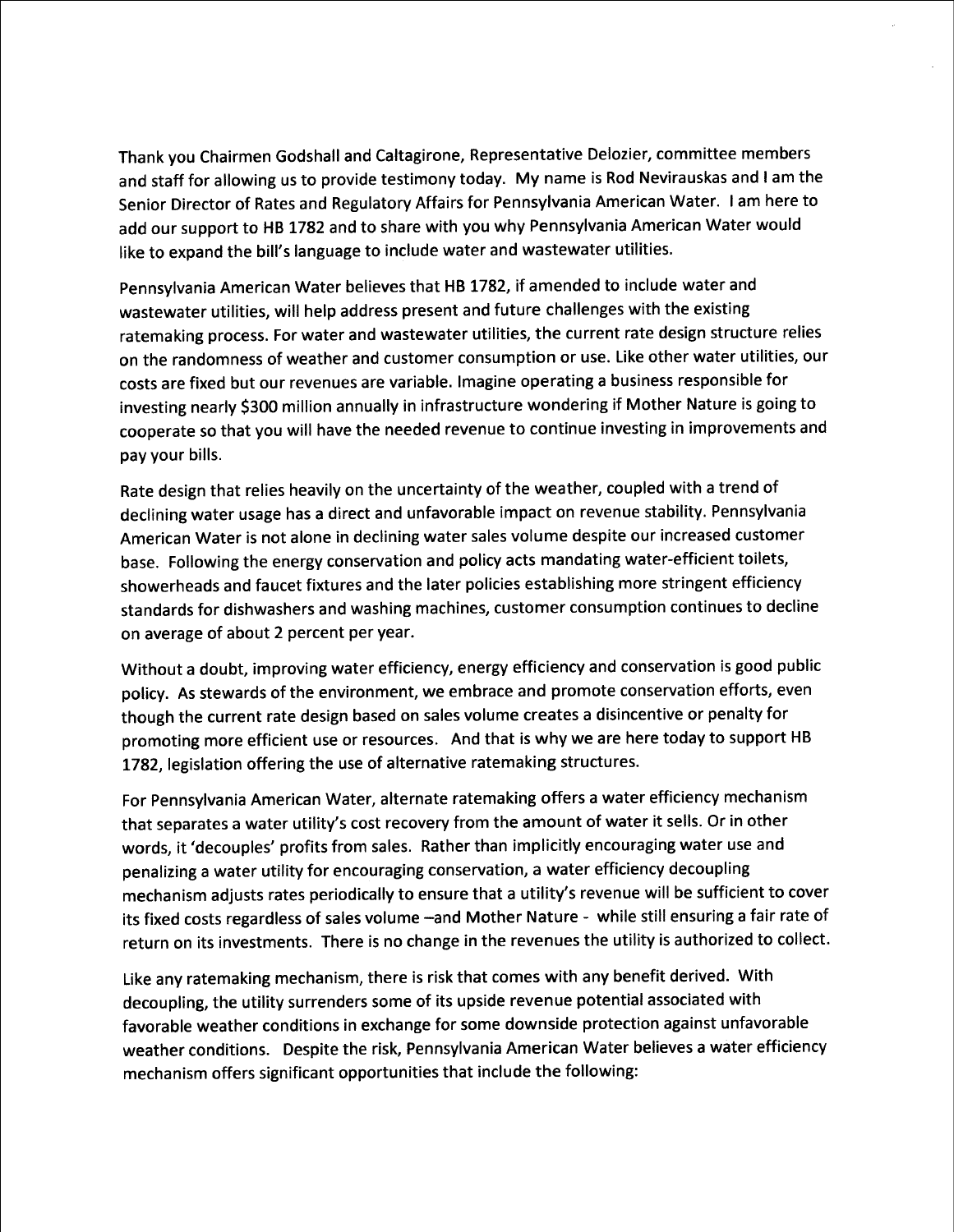Thank you Chairmen Godshall and Caltagirone, Representative Delozier, committee members and staff for allowing us to provide testimony today. My name is Rod Nevirauskas and I am the Senior Director of Rates and Regulatory Affairs for Pennsylvania American Water. I am here to add our support to HB 1782 and to share with you why Pennsylvania American Water would like to expand the bill's language to include water and wastewater utilities.

Pennsylvania American Water believes that HB 1782, if amended to include water and wastewater utilities, will help address present and future challenges with the existing ratemaking process. For water and wastewater utilities, the current rate design structure relies on the randomness of weather and customer consumption or use. Like other water utilities, our costs are fixed but our revenues are variable. Imagine operating a business responsible for investing nearly $300 million annually in infrastructure wondering if Mother Nature is going to cooperate so that you will have the needed revenue to continue investing in improvements and pay your bills.

Rate design that relies heavily on the uncertainty of the weather, coupled with a trend of declining water usage has a direct and unfavorable impact on revenue stability. Pennsylvania American Water is not alone in declining water sales volume despite our increased customer base. Following the energy conservation and policy acts mandating water-efficient toilets, showerheads and faucet fixtures and the later policies establishing more stringent efficiency standards for dishwashers and washing machines, customer consumption continues to decline on average of about 2 percent per year.

Without a doubt, improving water efficiency, energy efficiency and conservation is good public policy. As stewards of the environment, we embrace and promote conservation efforts, even though the current rate design based on sales volume creates a disincentive or penalty for promoting more efficient use or resources. And that is why we are here today to support HB 1782, legislation offering the use of alternative ratemaking structures.

For Pennsylvania American Water, alternate ratemaking offers a water efficiency mechanism that separates a water utility's cost recovery from the amount of water it sells. Or in other words, it 'decouples' profits from sales. Rather than implicitly encouraging water use and penalizing a water utility for encouraging conservation, a water efficiency decoupling mechanism adjusts rates periodically to ensure that a utility's revenue will be sufficient to cover its fixed costs regardless of sales volume –and Mother Nature - while still ensuring a fair rate of return on its investments. There is no change in the revenues the utility is authorized to collect.

Like any ratemaking mechanism, there is risk that comes with any benefit derived. With decoupling, the utility surrenders some of its upside revenue potential associated with favorable weather conditions in exchange for some downside protection against unfavorable weather conditions. Despite the risk, Pennsylvania American Water believes a water efficiency mechanism offers significant opportunities that include the following: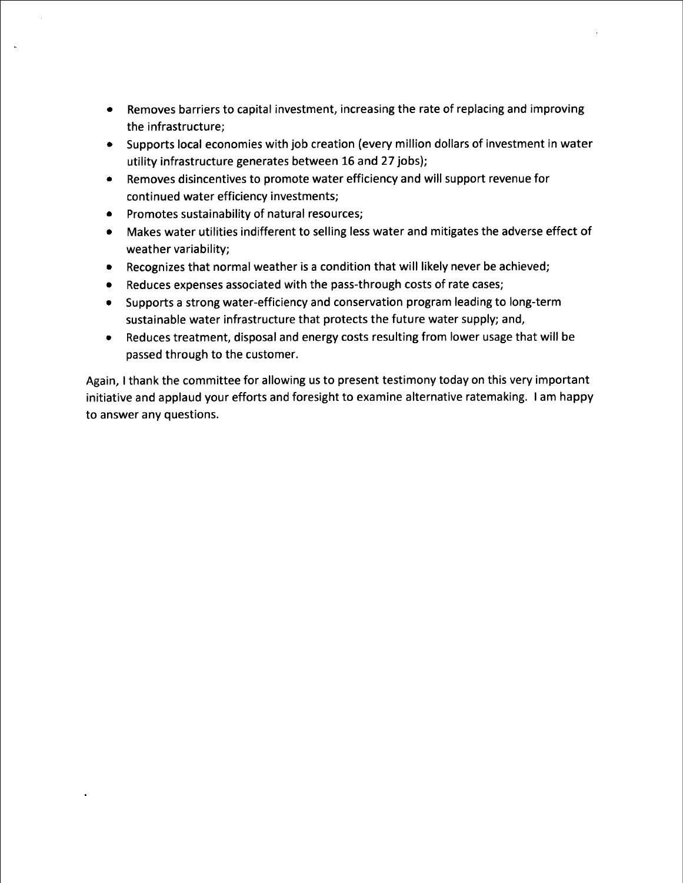- Removes barriers to capital investment, increasing the rate of replacing and improving the infrastructure;
- Supports local economies with job creation (every million dollars of investment in water utility infrastructure generates between 16 and 27 jobs);
- Removes disincentives to promote water efficiency and will support revenue for continued water efficiency investments;
- Promotes sustainability of natural resources;
- Makes water utilities indifferent to selling less water and mitigates the adverse effect of weather variability;
- Recognizes that normal weather is a condition that will likely never be achieved;
- Reduces expenses associated with the pass-through costs of rate cases;
- Supports a strong water-efficiency and conservation program leading to long-term sustainable water infrastructure that protects the future water supply; and,
- Reduces treatment, disposal and energy costs resulting from lower usage that will be passed through to the customer.

Again, I thank the committee for allowing us to present testimony today on this very important initiative and applaud your efforts and foresight to examine alternative ratemaking. I am happy to answer any questions.